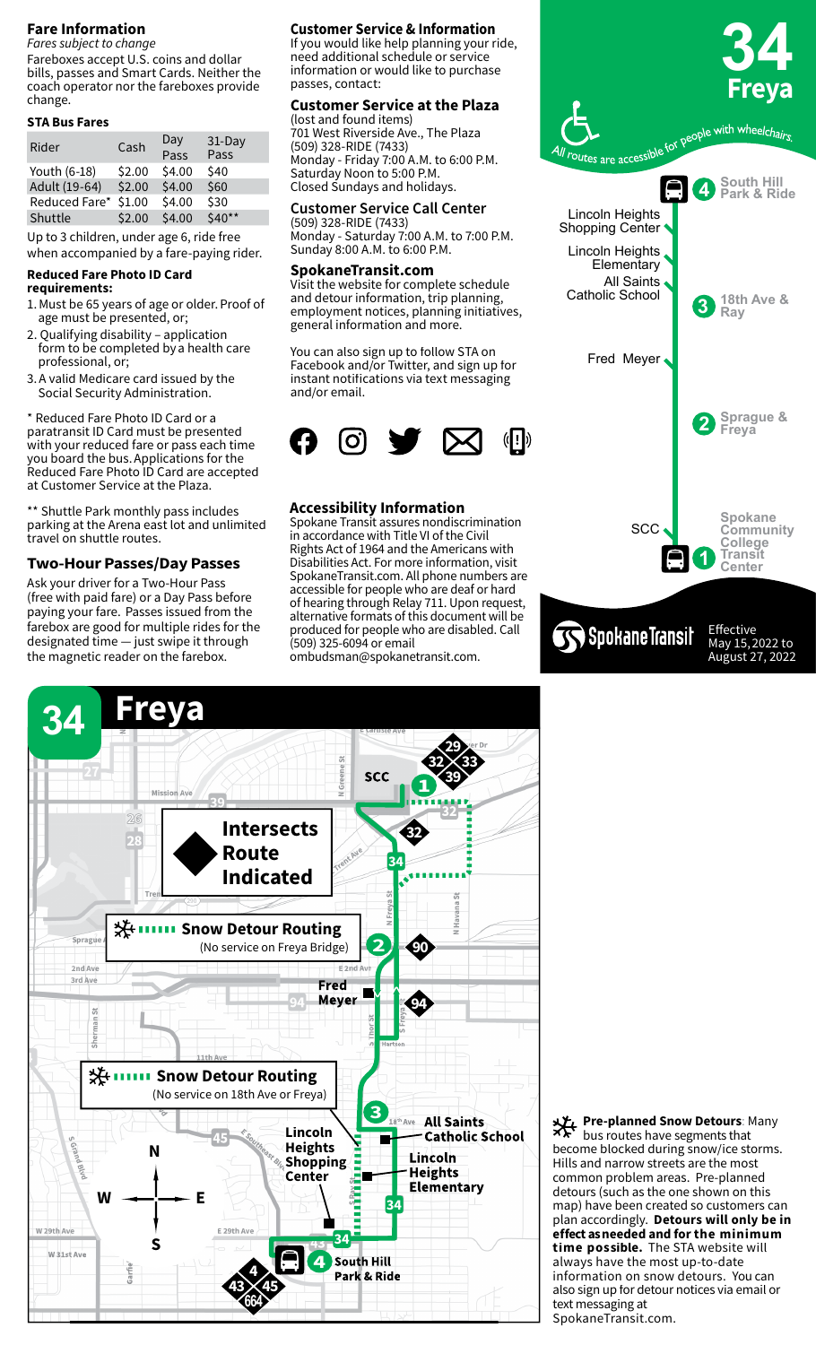## Fare Information

*Fares subject to change*

Fareboxes accept U.S. coins and dollar bills, passes and Smart Cards. Neither the coach operator nor the fareboxes provide change.

### STA Bus Fares

| Rider | Cash | Day Pass | 31-Day Pass |
|---|---|---|---|
| Youth (6-18) | $2.00 | $4.00 | $40 |
| Adult (19-64) | $2.00 | $4.00 | $60 |
| Reduced Fare* | $1.00 | $4.00 | $30 |
| Shuttle | $2.00 | $4.00 | $40** |

Up to 3 children, under age 6, ride free when accompanied by a fare-paying rider.

**Reduced Fare Photo ID Card requirements:**

1. Must be 65 years of age or older. Proof of age must be presented, or;
2. Qualifying disability – application form to be completed by a health care professional, or;
3. A valid Medicare card issued by the Social Security Administration.

* Reduced Fare Photo ID Card or a paratransit ID Card must be presented with your reduced fare or pass each time you board the bus. Applications for the Reduced Fare Photo ID Card are accepted at Customer Service at the Plaza.

** Shuttle Park monthly pass includes parking at the Arena east lot and unlimited travel on shuttle routes.

### Two-Hour Passes/Day Passes

Ask your driver for a Two-Hour Pass (free with paid fare) or a Day Pass before paying your fare. Passes issued from the farebox are good for multiple rides for the designated time — just swipe it through the magnetic reader on the farebox.

## Customer Service & Information

If you would like help planning your ride, need additional schedule or service information or would like to purchase passes, contact:

### Customer Service at the Plaza

(lost and found items)
701 West Riverside Ave., The Plaza
(509) 328-RIDE (7433)
Monday - Friday 7:00 A.M. to 6:00 P.M.
Saturday Noon to 5:00 P.M.
Closed Sundays and holidays.

### Customer Service Call Center

(509) 328-RIDE (7433)
Monday - Saturday 7:00 A.M. to 7:00 P.M.
Sunday 8:00 A.M. to 6:00 P.M.

### SpokaneTransit.com

Visit the website for complete schedule and detour information, trip planning, employment notices, planning initiatives, general information and more.

You can also sign up to follow STA on Facebook and/or Twitter, and sign up for instant notifications via text messaging and/or email.

### Accessibility Information

Spokane Transit assures nondiscrimination in accordance with Title VI of the Civil Rights Act of 1964 and the Americans with Disabilities Act. For more information, visit SpokaneTransit.com. All phone numbers are accessible for people who are deaf or hard of hearing through Relay 711. Upon request, alternative formats of this document will be produced for people who are disabled. Call (509) 325-6094 or email ombudsman@spokanetransit.com.

# 34 Freya

*All routes are accessible for people with wheelchairs.*

- 4 South Hill Park & Ride
- Lincoln Heights Shopping Center
- Lincoln Heights Elementary
- All Saints Catholic School
- 3 18th Ave & Ray
- Fred Meyer
- 2 Sprague & Freya
- SCC
- 1 Spokane Community College Transit Center

Spokane Transit

Effective May 15, 2022 to August 27, 2022

## 34 Freya

Intersects Route Indicated

Snow Detour Routing (No service on Freya Bridge)

Snow Detour Routing (No service on 18th Ave or Freya)

**Pre-planned Snow Detours**: Many bus routes have segments that become blocked during snow/ice storms. Hills and narrow streets are the most common problem areas. Pre-planned detours (such as the one shown on this map) have been created so customers can plan accordingly. **Detours will only be in effect as needed and for the minimum time possible.** The STA website will always have the most up-to-date information on snow detours. You can also sign up for detour notices via email or text messaging at SpokaneTransit.com.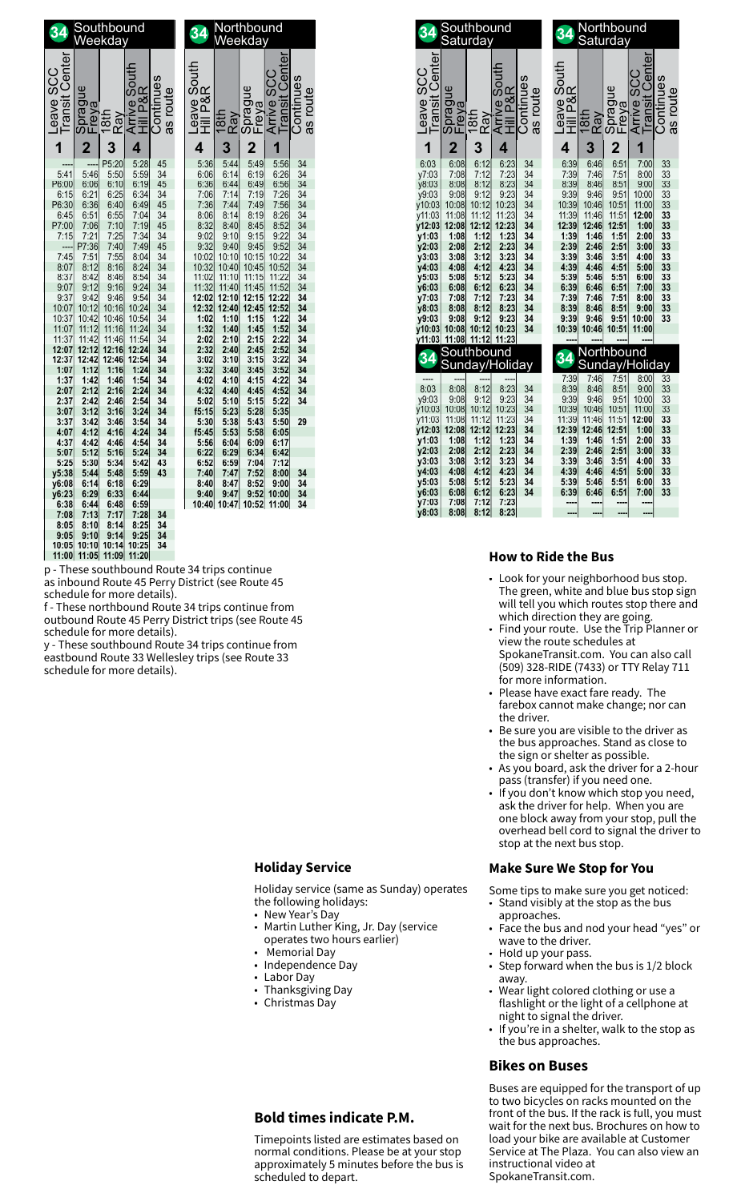## 34 Southbound Weekday

| Leave SCC Transit Center | Sprague Freya | 18th Ray | Arrive South Hill P&R | Continues as route |
|---|---|---|---|---|
| 1 | 2 | 3 | 4 | |
| ---- | ---- | P5:20 | 5:28 | 45 |
| 5:41 | 5:46 | 5:50 | 5:59 | 34 |
| P6:00 | 6:06 | 6:10 | 6:19 | 45 |
| 6:15 | 6:21 | 6:25 | 6:34 | 34 |
| P6:30 | 6:36 | 6:40 | 6:49 | 45 |
| 6:45 | 6:51 | 6:55 | 7:04 | 34 |
| P7:00 | 7:06 | 7:10 | 7:19 | 45 |
| 7:15 | 7:21 | 7:25 | 7:34 | 34 |
| ---- | P7:36 | 7:40 | 7:49 | 45 |
| 7:45 | 7:51 | 7:55 | 8:04 | 34 |
| 8:07 | 8:12 | 8:16 | 8:24 | 34 |
| 8:37 | 8:42 | 8:46 | 8:54 | 34 |
| 9:07 | 9:12 | 9:16 | 9:24 | 34 |
| 9:37 | 9:42 | 9:46 | 9:54 | 34 |
| 10:07 | 10:12 | 10:16 | 10:24 | 34 |
| 10:37 | 10:42 | 10:46 | 10:54 | 34 |
| 11:07 | 11:12 | 11:16 | 11:24 | 34 |
| 11:37 | 11:42 | 11:46 | 11:54 | 34 |
| **12:07** | **12:12** | **12:16** | **12:24** | **34** |
| **12:37** | **12:42** | **12:46** | **12:54** | **34** |
| **1:07** | **1:12** | **1:16** | **1:24** | **34** |
| **1:37** | **1:42** | **1:46** | **1:54** | **34** |
| **2:07** | **2:12** | **2:16** | **2:24** | **34** |
| **2:37** | **2:42** | **2:46** | **2:54** | **34** |
| **3:07** | **3:12** | **3:16** | **3:24** | **34** |
| **3:37** | **3:42** | **3:46** | **3:54** | **34** |
| **4:07** | **4:12** | **4:16** | **4:24** | **34** |
| **4:37** | **4:42** | **4:46** | **4:54** | **34** |
| **5:07** | **5:12** | **5:16** | **5:24** | **34** |
| **5:25** | **5:30** | **5:34** | **5:42** | **43** |
| **y5:38** | **5:44** | **5:48** | **5:59** | **43** |
| **y6:08** | **6:14** | **6:18** | **6:29** | |
| **y6:23** | **6:29** | **6:33** | **6:44** | |
| **6:38** | **6:44** | **6:48** | **6:59** | |
| **7:08** | **7:13** | **7:17** | **7:28** | **34** |
| **8:05** | **8:10** | **8:14** | **8:25** | **34** |
| **9:05** | **9:10** | **9:14** | **9:25** | **34** |
| **10:05** | **10:10** | **10:14** | **10:25** | **34** |
| **11:00** | **11:05** | **11:09** | **11:20** | |

## 34 Northbound Weekday

| Leave South Hill P&R | 18th Ray | Sprague Freya | Arrive SCC Transit Center | Continues as route |
|---|---|---|---|---|
| 4 | 3 | 2 | 1 | |
| 5:36 | 5:44 | 5:49 | 5:56 | 34 |
| 6:06 | 6:14 | 6:19 | 6:26 | 34 |
| 6:36 | 6:44 | 6:49 | 6:56 | 34 |
| 7:06 | 7:14 | 7:19 | 7:26 | 34 |
| 7:36 | 7:44 | 7:49 | 7:56 | 34 |
| 8:06 | 8:14 | 8:19 | 8:26 | 34 |
| 8:32 | 8:40 | 8:45 | 8:52 | 34 |
| 9:02 | 9:10 | 9:15 | 9:22 | 34 |
| 9:32 | 9:40 | 9:45 | 9:52 | 34 |
| 10:02 | 10:10 | 10:15 | 10:22 | 34 |
| 10:32 | 10:40 | 10:45 | 10:52 | 34 |
| 11:02 | 11:10 | 11:15 | 11:22 | 34 |
| 11:32 | 11:40 | 11:45 | 11:52 | 34 |
| **12:02** | **12:10** | **12:15** | **12:22** | **34** |
| **12:32** | **12:40** | **12:45** | **12:52** | **34** |
| **1:02** | **1:10** | **1:15** | **1:22** | **34** |
| **1:32** | **1:40** | **1:45** | **1:52** | **34** |
| **2:02** | **2:10** | **2:15** | **2:22** | **34** |
| **2:32** | **2:40** | **2:45** | **2:52** | **34** |
| **3:02** | **3:10** | **3:15** | **3:22** | **34** |
| **3:32** | **3:40** | **3:45** | **3:52** | **34** |
| **4:02** | **4:10** | **4:15** | **4:22** | **34** |
| **4:32** | **4:40** | **4:45** | **4:52** | **34** |
| **5:02** | **5:10** | **5:15** | **5:22** | **34** |
| **f5:15** | **5:23** | **5:28** | **5:35** | |
| **5:30** | **5:38** | **5:43** | **5:50** | **29** |
| **f5:45** | **5:53** | **5:58** | **6:05** | |
| **5:56** | **6:04** | **6:09** | **6:17** | |
| **6:22** | **6:29** | **6:34** | **6:42** | |
| **6:52** | **6:59** | **7:04** | **7:12** | |
| **7:40** | **7:47** | **7:52** | **8:00** | **34** |
| **8:40** | **8:47** | **8:52** | **9:00** | **34** |
| **9:40** | **9:47** | **9:52** | **10:00** | **34** |
| **10:40** | **10:47** | **10:52** | **11:00** | **34** |

p - These southbound Route 34 trips continue as inbound Route 45 Perry District (see Route 45 schedule for more details).

f - These northbound Route 34 trips continue from outbound Route 45 Perry District trips (see Route 45 schedule for more details).

y - These southbound Route 34 trips continue from eastbound Route 33 Wellesley trips (see Route 33 schedule for more details).

## 34 Southbound Saturday

| Leave SCC Transit Center | Sprague Freya | 18th Ray | Arrive South Hill P&R | Continues as route |
|---|---|---|---|---|
| 1 | 2 | 3 | 4 | |
| 6:03 | 6:08 | 6:12 | 6:23 | 34 |
| y7:03 | 7:08 | 7:12 | 7:23 | 34 |
| y8:03 | 8:08 | 8:12 | 8:23 | 34 |
| y9:03 | 9:08 | 9:12 | 9:23 | 34 |
| y10:03 | 10:08 | 10:12 | 10:23 | 34 |
| y11:03 | 11:08 | 11:12 | 11:23 | 34 |
| **y12:03** | **12:08** | **12:12** | **12:23** | **34** |
| **y1:03** | **1:08** | **1:12** | **1:23** | **34** |
| **y2:03** | **2:08** | **2:12** | **2:23** | **34** |
| **y3:03** | **3:08** | **3:12** | **3:23** | **34** |
| **y4:03** | **4:08** | **4:12** | **4:23** | **34** |
| **y5:03** | **5:08** | **5:12** | **5:23** | **34** |
| **y6:03** | **6:08** | **6:12** | **6:23** | **34** |
| **y7:03** | **7:08** | **7:12** | **7:23** | **34** |
| **y8:03** | **8:08** | **8:12** | **8:23** | **34** |
| **y9:03** | **9:08** | **9:12** | **9:23** | **34** |
| **y10:03** | **10:08** | **10:12** | **10:23** | **34** |
| **y11:03** | **11:08** | **11:12** | **11:23** | |

## 34 Northbound Saturday

| Leave South Hill P&R | 18th Ray | Sprague Freya | Arrive SCC Transit Center | Continues as route |
|---|---|---|---|---|
| 4 | 3 | 2 | 1 | |
| 6:39 | 6:46 | 6:51 | 7:00 | 33 |
| 7:39 | 7:46 | 7:51 | 8:00 | 33 |
| 8:39 | 8:46 | 8:51 | 9:00 | 33 |
| 9:39 | 9:46 | 9:51 | 10:00 | 33 |
| 10:39 | 10:46 | 10:51 | 11:00 | 33 |
| 11:39 | 11:46 | 11:51 | **12:00** | 33 |
| **12:39** | **12:46** | **12:51** | **1:00** | **33** |
| **1:39** | **1:46** | **1:51** | **2:00** | **33** |
| **2:39** | **2:46** | **2:51** | **3:00** | **33** |
| **3:39** | **3:46** | **3:51** | **4:00** | **33** |
| **4:39** | **4:46** | **4:51** | **5:00** | **33** |
| **5:39** | **5:46** | **5:51** | **6:00** | **33** |
| **6:39** | **6:46** | **6:51** | **7:00** | **33** |
| **7:39** | **7:46** | **7:51** | **8:00** | **33** |
| **8:39** | **8:46** | **8:51** | **9:00** | **33** |
| **9:39** | **9:46** | **9:51** | **10:00** | **33** |
| **10:39** | **10:46** | **10:51** | **11:00** | |
| ---- | ---- | ---- | ---- | |

## 34 Southbound Sunday/Holiday

| Leave SCC Transit Center | Sprague Freya | 18th Ray | Arrive South Hill P&R | Continues as route |
|---|---|---|---|---|
| ---- | ---- | ---- | ---- | |
| 8:03 | 8:08 | 8:12 | 8:23 | 34 |
| y9:03 | 9:08 | 9:12 | 9:23 | 34 |
| y10:03 | 10:08 | 10:12 | 10:23 | 34 |
| y11:03 | 11:08 | 11:12 | 11:23 | 34 |
| **y12:03** | **12:08** | **12:12** | **12:23** | **34** |
| **y1:03** | **1:08** | **1:12** | **1:23** | **34** |
| **y2:03** | **2:08** | **2:12** | **2:23** | **34** |
| **y3:03** | **3:08** | **3:12** | **3:23** | **34** |
| **y4:03** | **4:08** | **4:12** | **4:23** | **34** |
| **y5:03** | **5:08** | **5:12** | **5:23** | **34** |
| **y6:03** | **6:08** | **6:12** | **6:23** | **34** |
| **y7:03** | **7:08** | **7:12** | **7:23** | |
| **y8:03** | **8:08** | **8:12** | **8:23** | |

## 34 Northbound Sunday/Holiday

| Leave South Hill P&R | 18th Ray | Sprague Freya | Arrive SCC Transit Center | Continues as route |
|---|---|---|---|---|
| 7:39 | 7:46 | 7:51 | 8:00 | 33 |
| 8:39 | 8:46 | 8:51 | 9:00 | 33 |
| 9:39 | 9:46 | 9:51 | 10:00 | 33 |
| 10:39 | 10:46 | 10:51 | 11:00 | 33 |
| 11:39 | 11:46 | 11:51 | **12:00** | **33** |
| **12:39** | **12:46** | **12:51** | **1:00** | **33** |
| **1:39** | **1:46** | **1:51** | **2:00** | **33** |
| **2:39** | **2:46** | **2:51** | **3:00** | **33** |
| **3:39** | **3:46** | **3:51** | **4:00** | **33** |
| **4:39** | **4:46** | **4:51** | **5:00** | **33** |
| **5:39** | **5:46** | **5:51** | **6:00** | **33** |
| **6:39** | **6:46** | **6:51** | **7:00** | **33** |
| ---- | ---- | ---- | ---- | |
| ---- | ---- | ---- | ---- | |

### Holiday Service

Holiday service (same as Sunday) operates the following holidays:

- New Year's Day
- Martin Luther King, Jr. Day (service operates two hours earlier)
- Memorial Day
- Independence Day
- Labor Day
- Thanksgiving Day
- Christmas Day

### Bold times indicate P.M.

Timepoints listed are estimates based on normal conditions. Please be at your stop approximately 5 minutes before the bus is scheduled to depart.

### How to Ride the Bus

- Look for your neighborhood bus stop. The green, white and blue bus stop sign will tell you which routes stop there and which direction they are going.
- Find your route. Use the Trip Planner or view the route schedules at SpokaneTransit.com. You can also call (509) 328-RIDE (7433) or TTY Relay 711 for more information.
- Please have exact fare ready. The farebox cannot make change; nor can the driver.
- Be sure you are visible to the driver as the bus approaches. Stand as close to the sign or shelter as possible.
- As you board, ask the driver for a 2-hour pass (transfer) if you need one.
- If you don't know which stop you need, ask the driver for help. When you are one block away from your stop, pull the overhead bell cord to signal the driver to stop at the next bus stop.

### Make Sure We Stop for You

Some tips to make sure you get noticed:

- Stand visibly at the stop as the bus approaches.
- Face the bus and nod your head "yes" or wave to the driver.
- Hold up your pass.
- Step forward when the bus is 1/2 block away.
- Wear light colored clothing or use a flashlight or the light of a cellphone at night to signal the driver.
- If you're in a shelter, walk to the stop as the bus approaches.

### Bikes on Buses

Buses are equipped for the transport of up to two bicycles on racks mounted on the front of the bus. If the rack is full, you must wait for the next bus. Brochures on how to load your bike are available at Customer Service at The Plaza. You can also view an instructional video at SpokaneTransit.com.